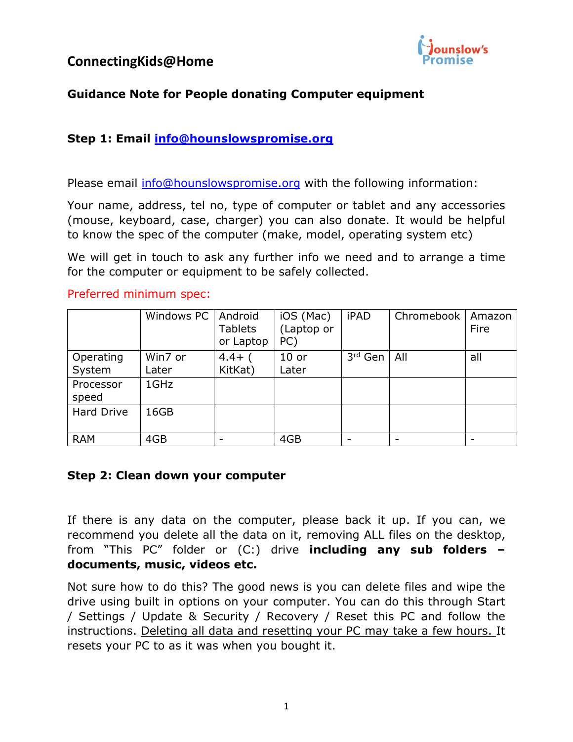# ConnectingKids@Home

Hounslow's Promise

### Guidance Note for People donating Computer equipment

### Step 1: Email info@hounslowspromise.org

Please email info@hounslowspromise.org with the following information:

Your name, address, tel no, type of computer or tablet and any accessories (mouse, keyboard, case, charger) you can also donate. It would be helpful to know the spec of the computer (make, model, operating system etc)

We will get in touch to ask any further info we need and to arrange a time for the computer or equipment to be safely collected.

Preferred minimum spec:

| | Windows PC | Android Tablets or Laptop | iOS (Mac) (Laptop or PC) | iPAD | Chromebook | Amazon Fire |
|---|---|---|---|---|---|---|
| Operating System | Win7 or Later | 4.4+ ( KitKat) | 10 or Later | 3rd Gen | All | all |
| Processor speed | 1GHz | | | | | |
| Hard Drive | 16GB | | | | | |
| RAM | 4GB | - | 4GB | - | - | - |

### Step 2: Clean down your computer

If there is any data on the computer, please back it up. If you can, we recommend you delete all the data on it, removing ALL files on the desktop, from "This PC" folder or (C:) drive **including any sub folders – documents, music, videos etc.**

Not sure how to do this? The good news is you can delete files and wipe the drive using built in options on your computer. You can do this through Start / Settings / Update & Security / Recovery / Reset this PC and follow the instructions. Deleting all data and resetting your PC may take a few hours. It resets your PC to as it was when you bought it.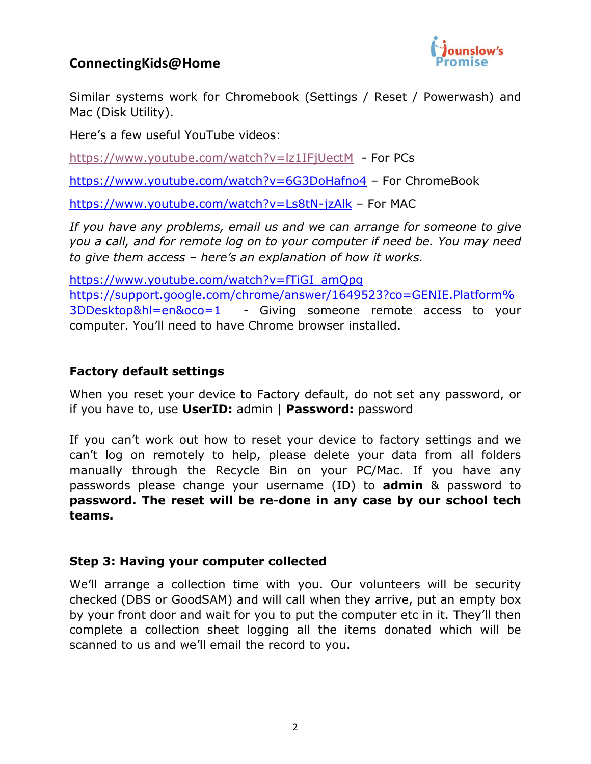Similar systems work for Chromebook (Settings / Reset / Powerwash) and Mac (Disk Utility).

Here's a few useful YouTube videos:

https://www.youtube.com/watch?v=lz1IFjUectM - For PCs

https://www.youtube.com/watch?v=6G3DoHafno4 – For ChromeBook

https://www.youtube.com/watch?v=Ls8tN-jzAlk – For MAC

*If you have any problems, email us and we can arrange for someone to give you a call, and for remote log on to your computer if need be. You may need to give them access – here's an explanation of how it works.*

https://www.youtube.com/watch?v=fTiGI_amQpg
https://support.google.com/chrome/answer/1649523?co=GENIE.Platform%3DDesktop&hl=en&oco=1 - Giving someone remote access to your computer. You'll need to have Chrome browser installed.

### Factory default settings

When you reset your device to Factory default, do not set any password, or if you have to, use **UserID:** admin | **Password:** password

If you can't work out how to reset your device to factory settings and we can't log on remotely to help, please delete your data from all folders manually through the Recycle Bin on your PC/Mac. If you have any passwords please change your username (ID) to **admin** & password to **password. The reset will be re-done in any case by our school tech teams.**

### Step 3: Having your computer collected

We'll arrange a collection time with you. Our volunteers will be security checked (DBS or GoodSAM) and will call when they arrive, put an empty box by your front door and wait for you to put the computer etc in it. They'll then complete a collection sheet logging all the items donated which will be scanned to us and we'll email the record to you.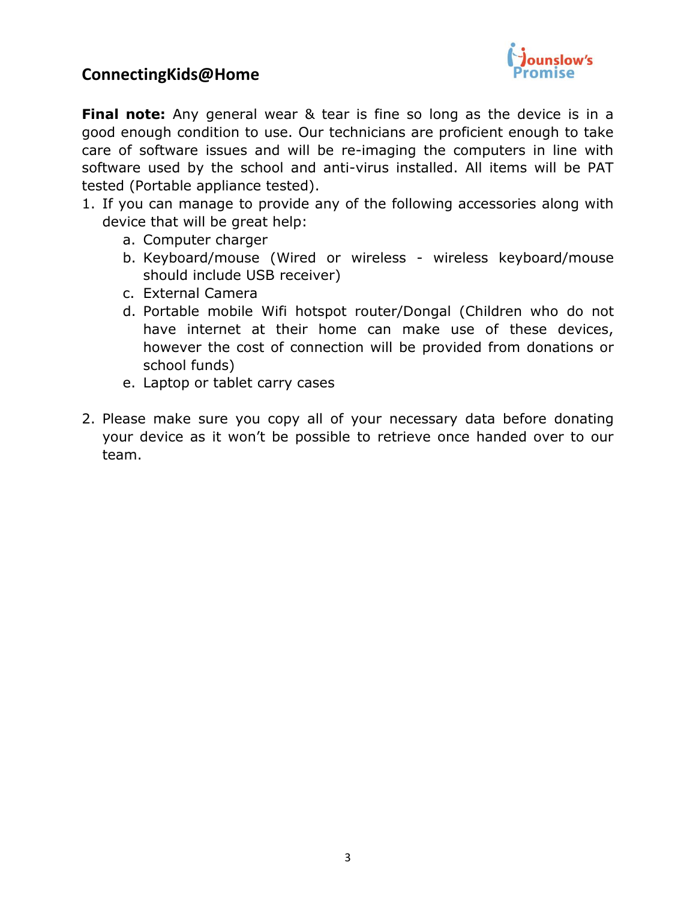## ConnectingKids@Home

Hounslow's Promise

**Final note:** Any general wear & tear is fine so long as the device is in a good enough condition to use. Our technicians are proficient enough to take care of software issues and will be re-imaging the computers in line with software used by the school and anti-virus installed. All items will be PAT tested (Portable appliance tested).

1. If you can manage to provide any of the following accessories along with device that will be great help:
    a. Computer charger
    b. Keyboard/mouse (Wired or wireless - wireless keyboard/mouse should include USB receiver)
    c. External Camera
    d. Portable mobile Wifi hotspot router/Dongal (Children who do not have internet at their home can make use of these devices, however the cost of connection will be provided from donations or school funds)
    e. Laptop or tablet carry cases

2. Please make sure you copy all of your necessary data before donating your device as it won't be possible to retrieve once handed over to our team.